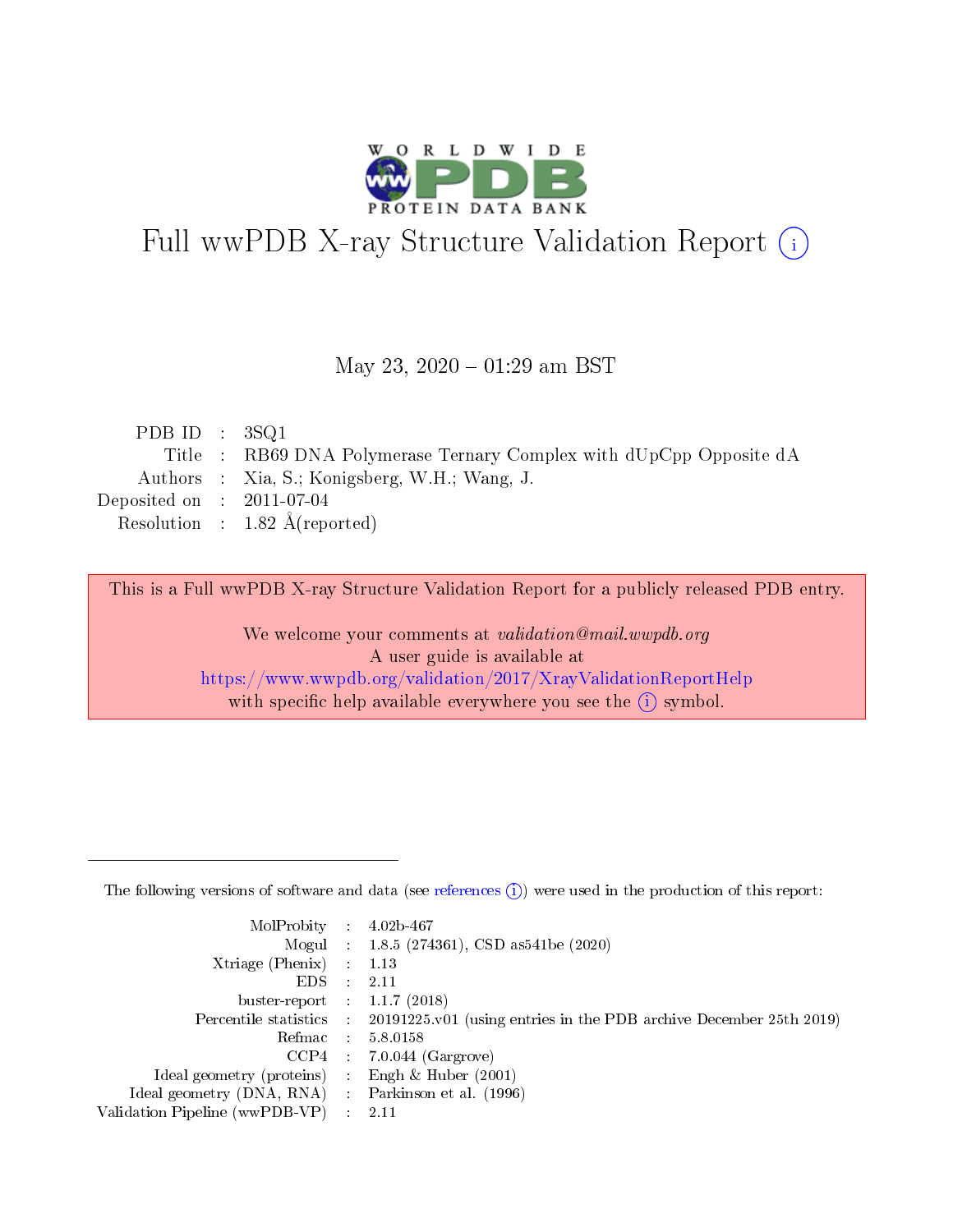# Full wwPDB X-ray Structure Validation Report (i)

May 23, 2020 – 01:29 am BST

| | | |
|---|---|---|
| PDB ID | : | 3SQ1 |
| Title | : | RB69 DNA Polymerase Ternary Complex with dUpCpp Opposite dA |
| Authors | : | Xia, S.; Konigsberg, W.H.; Wang, J. |
| Deposited on | : | 2011-07-04 |
| Resolution | : | 1.82 Å(reported) |

This is a Full wwPDB X-ray Structure Validation Report for a publicly released PDB entry.

We welcome your comments at *validation@mail.wwpdb.org*
A user guide is available at
https://www.wwpdb.org/validation/2017/XrayValidationReportHelp
with specific help available everywhere you see the (i) symbol.

---

The following versions of software and data (see references (i)) were used in the production of this report:

| | | |
|---|---|---|
| MolProbity | : | 4.02b-467 |
| Mogul | : | 1.8.5 (274361), CSD as541be (2020) |
| Xtriage (Phenix) | : | 1.13 |
| EDS | : | 2.11 |
| buster-report | : | 1.1.7 (2018) |
| Percentile statistics | : | 20191225.v01 (using entries in the PDB archive December 25th 2019) |
| Refmac | : | 5.8.0158 |
| CCP4 | : | 7.0.044 (Gargrove) |
| Ideal geometry (proteins) | : | Engh & Huber (2001) |
| Ideal geometry (DNA, RNA) | : | Parkinson et al. (1996) |
| Validation Pipeline (wwPDB-VP) | : | 2.11 |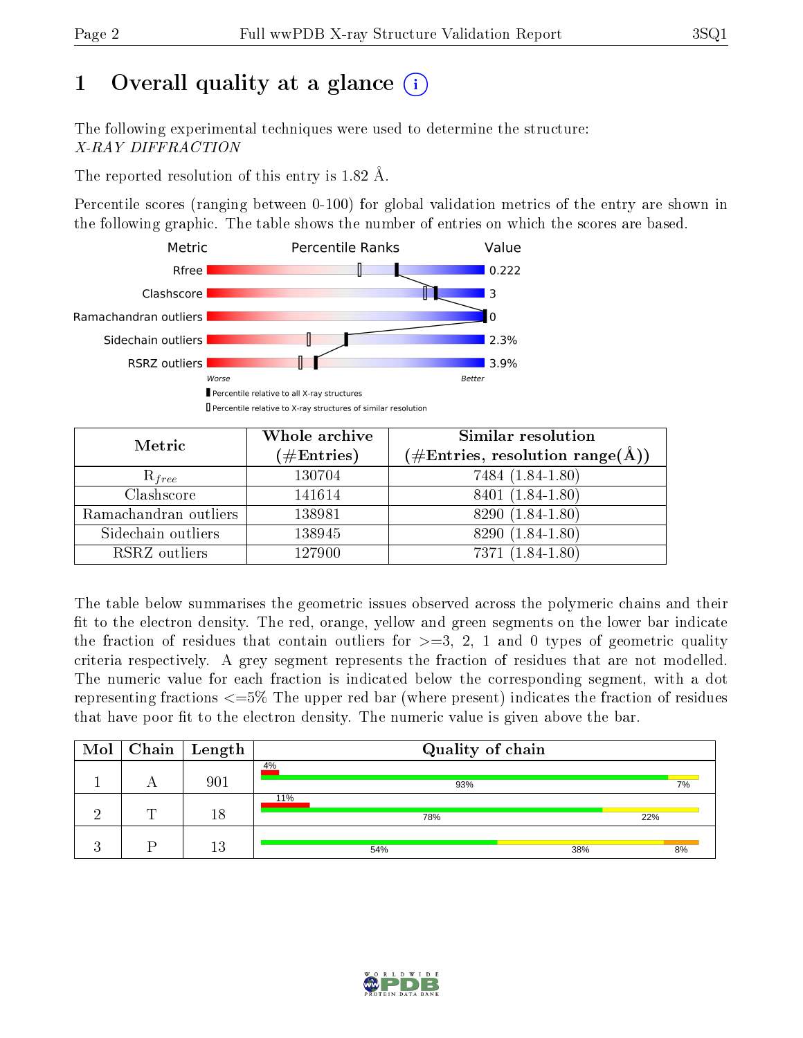# 1 Overall quality at a glance (i)

The following experimental techniques were used to determine the structure:
*X-RAY DIFFRACTION*

The reported resolution of this entry is 1.82 Å.

Percentile scores (ranging between 0-100) for global validation metrics of the entry are shown in the following graphic. The table shows the number of entries on which the scores are based.

| Metric | Value |
|---|---|
| Rfree | 0.222 |
| Clashscore | 3 |
| Ramachandran outliers | 0 |
| Sidechain outliers | 2.3% |
| RSRZ outliers | 3.9% |

Worse — Better

▮ Percentile relative to all X-ray structures

▯ Percentile relative to X-ray structures of similar resolution

| Metric | Whole archive (#Entries) | Similar resolution (#Entries, resolution range(Å)) |
|---|---|---|
| $R_{free}$ | 130704 | 7484 (1.84-1.80) |
| Clashscore | 141614 | 8401 (1.84-1.80) |
| Ramachandran outliers | 138981 | 8290 (1.84-1.80) |
| Sidechain outliers | 138945 | 8290 (1.84-1.80) |
| RSRZ outliers | 127900 | 7371 (1.84-1.80) |

The table below summarises the geometric issues observed across the polymeric chains and their fit to the electron density. The red, orange, yellow and green segments on the lower bar indicate the fraction of residues that contain outliers for >=3, 2, 1 and 0 types of geometric quality criteria respectively. A grey segment represents the fraction of residues that are not modelled. The numeric value for each fraction is indicated below the corresponding segment, with a dot representing fractions <=5% The upper red bar (where present) indicates the fraction of residues that have poor fit to the electron density. The numeric value is given above the bar.

| Mol | Chain | Length | Quality of chain |
|---|---|---|---|
| 1 | A | 901 | 4% (poor fit); 93% green, 7% yellow |
| 2 | T | 18 | 11% (poor fit); 78% green, 22% yellow |
| 3 | P | 13 | 54% green, 38% yellow, 8% orange |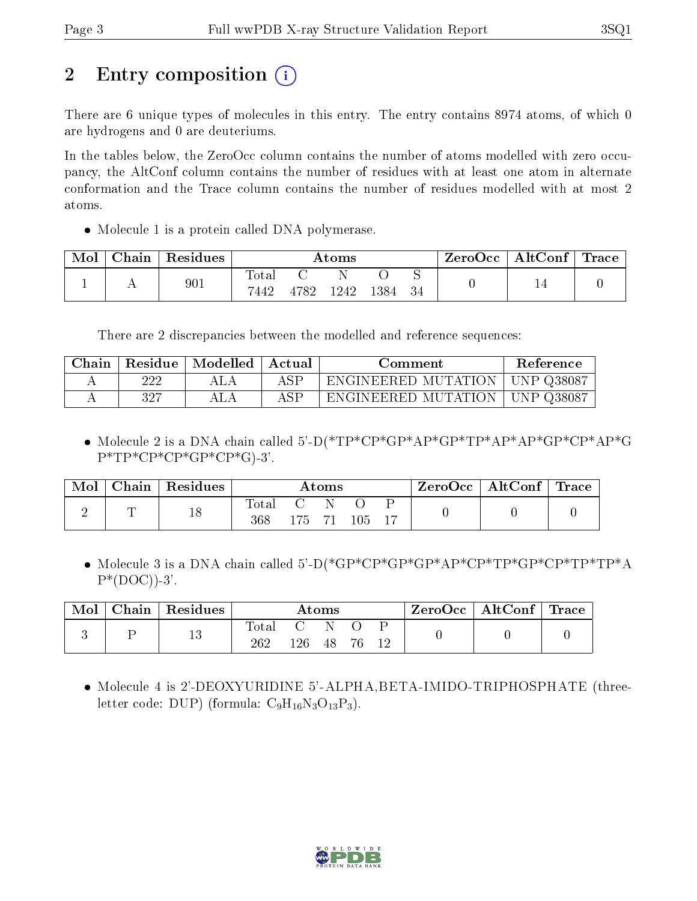## 2 Entry composition (i)

There are 6 unique types of molecules in this entry. The entry contains 8974 atoms, of which 0 are hydrogens and 0 are deuteriums.

In the tables below, the ZeroOcc column contains the number of atoms modelled with zero occupancy, the AltConf column contains the number of residues with at least one atom in alternate conformation and the Trace column contains the number of residues modelled with at most 2 atoms.

- Molecule 1 is a protein called DNA polymerase.

| Mol | Chain | Residues | Atoms | | | | | ZeroOcc | AltConf | Trace |
|---|---|---|---|---|---|---|---|---|---|---|
| 1 | A | 901 | Total<br>7442 | C<br>4782 | N<br>1242 | O<br>1384 | S<br>34 | 0 | 14 | 0 |

There are 2 discrepancies between the modelled and reference sequences:

| Chain | Residue | Modelled | Actual | Comment | Reference |
|---|---|---|---|---|---|
| A | 222 | ALA | ASP | ENGINEERED MUTATION | UNP Q38087 |
| A | 327 | ALA | ASP | ENGINEERED MUTATION | UNP Q38087 |

- Molecule 2 is a DNA chain called 5'-D(*TP*CP*GP*AP*GP*TP*AP*AP*GP*CP*AP*GP*TP*CP*CP*GP*CP*G)-3'.

| Mol | Chain | Residues | Atoms | | | | | ZeroOcc | AltConf | Trace |
|---|---|---|---|---|---|---|---|---|---|---|
| 2 | T | 18 | Total<br>368 | C<br>175 | N<br>71 | O<br>105 | P<br>17 | 0 | 0 | 0 |

- Molecule 3 is a DNA chain called 5'-D(*GP*CP*GP*GP*AP*CP*TP*GP*CP*TP*TP*AP*(DOC))-3'.

| Mol | Chain | Residues | Atoms | | | | | ZeroOcc | AltConf | Trace |
|---|---|---|---|---|---|---|---|---|---|---|
| 3 | P | 13 | Total<br>262 | C<br>126 | N<br>48 | O<br>76 | P<br>12 | 0 | 0 | 0 |

- Molecule 4 is 2'-DEOXYURIDINE 5'-ALPHA,BETA-IMIDO-TRIPHOSPHATE (three-letter code: DUP) (formula: $C_9H_{16}N_3O_{13}P_3$).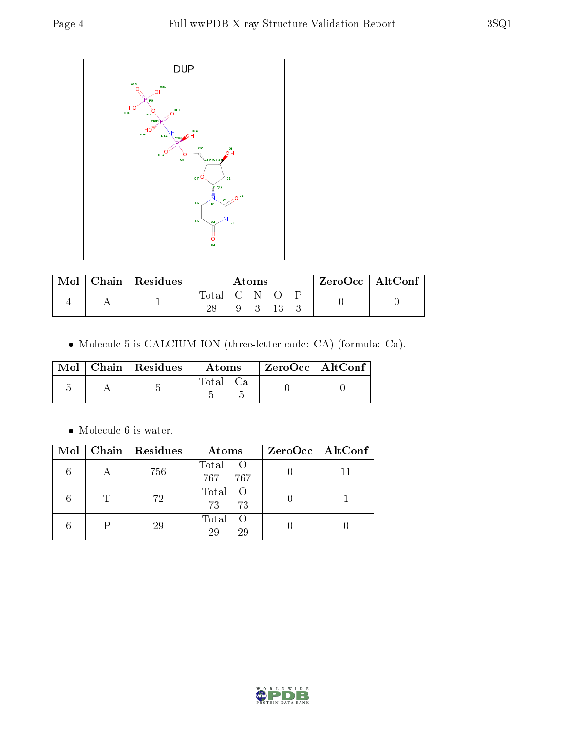DUP

| Mol | Chain | Residues | Atoms | | | | | ZeroOcc | AltConf |
|---|---|---|---|---|---|---|---|---|---|
| 4 | A | 1 | Total | C | N | O | P | 0 | 0 |
| | | | 28 | 9 | 3 | 13 | 3 | | |

- Molecule 5 is CALCIUM ION (three-letter code: CA) (formula: Ca).

| Mol | Chain | Residues | Atoms | | ZeroOcc | AltConf |
|---|---|---|---|---|---|---|
| 5 | A | 5 | Total | Ca | 0 | 0 |
| | | | 5 | 5 | | |

- Molecule 6 is water.

| Mol | Chain | Residues | Atoms | | ZeroOcc | AltConf |
|---|---|---|---|---|---|---|
| 6 | A | 756 | Total | O | 0 | 11 |
| | | | 767 | 767 | | |
| 6 | T | 72 | Total | O | 0 | 1 |
| | | | 73 | 73 | | |
| 6 | P | 29 | Total | O | 0 | 0 |
| | | | 29 | 29 | | |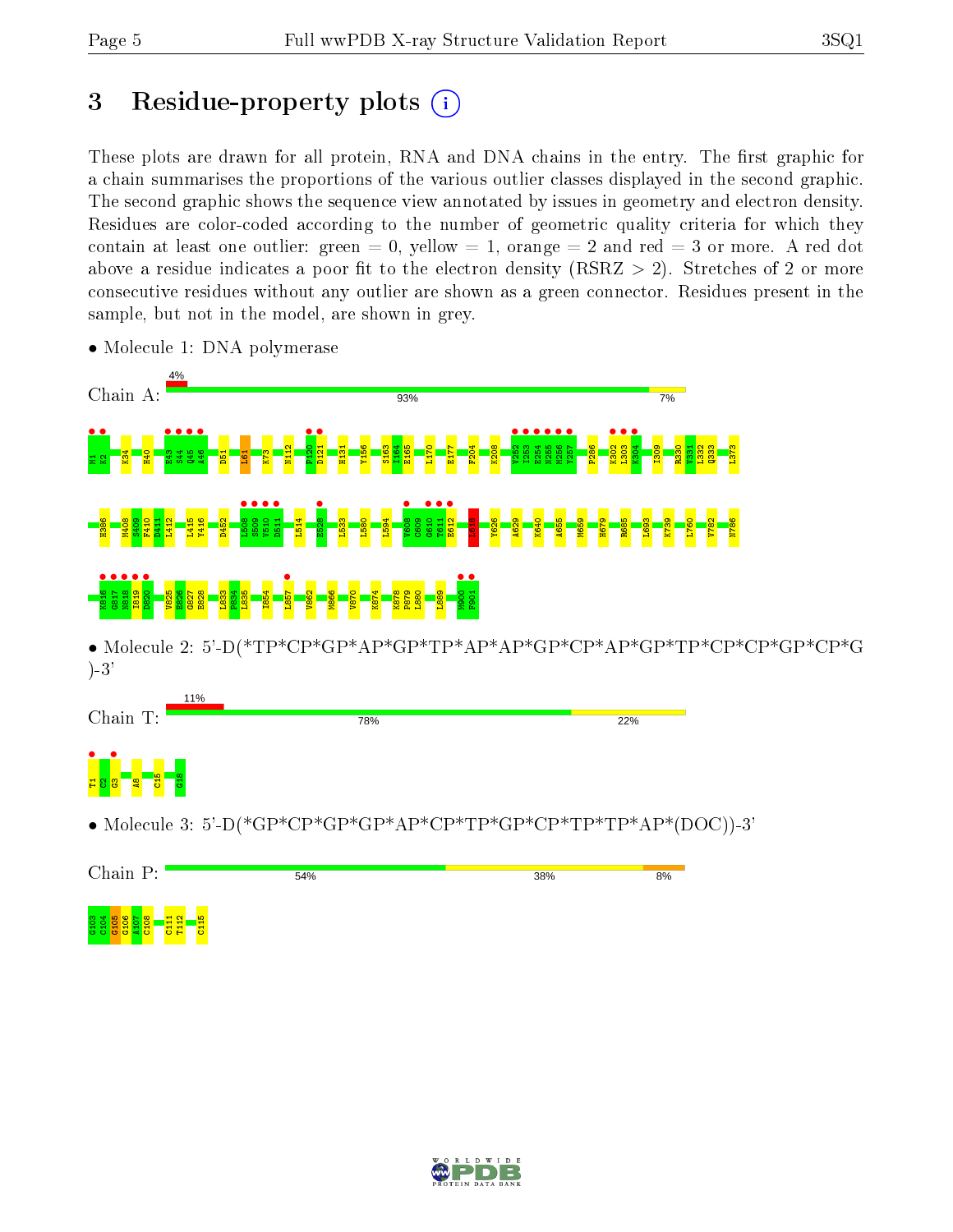# 3 Residue-property plots

These plots are drawn for all protein, RNA and DNA chains in the entry. The first graphic for a chain summarises the proportions of the various outlier classes displayed in the second graphic. The second graphic shows the sequence view annotated by issues in geometry and electron density. Residues are color-coded according to the number of geometric quality criteria for which they contain at least one outlier: green = 0, yellow = 1, orange = 2 and red = 3 or more. A red dot above a residue indicates a poor fit to the electron density (RSRZ > 2). Stretches of 2 or more consecutive residues without any outlier are shown as a green connector. Residues present in the sample, but not in the model, are shown in grey.

- Molecule 1: DNA polymerase

Chain A: 4% | 93% | 7%

M1 K2 K34 H40 E43 S44 Q45 A46 D51 L61 K73 N112 P120 D121 H131 Y156 S163 I164 E165 L170 E177 F204 K208 V252 I253 E254 N255 M256 Y257 P286 K302 L303 K304 I309 R330 V331 L332 Q333 L373 H386 M408 S409 F410 I411 I412 L415 Y416 D452 L508 S509 V510 D511 L514 E528 L533 L580 L594 V608 C609 G610 T611 E612 I615 Y626 A629 K640 A655 M659 H679 R685 L693 K739 I760 V782 N786 K816 G817 N818 I819 D820 V825 E826 G827 E828 L833 F834 L835 I854 L857 V862 M866 V870 K874 K878 P879 L880 L889 M900 F901

- Molecule 2: 5'-D(*TP*CP*GP*AP*GP*TP*AP*AP*GP*CP*AP*GP*TP*CP*CP*GP*CP*G)-3'

Chain T: 11% | 78% | 22%

T1 C2 G3 A8 C15 G18

- Molecule 3: 5'-D(*GP*CP*GP*GP*AP*CP*TP*GP*CP*TP*TP*AP*(DOC))-3'

Chain P: 54% | 38% | 8%

G103 C104 G105 G106 A107 C108 C111 T112 C115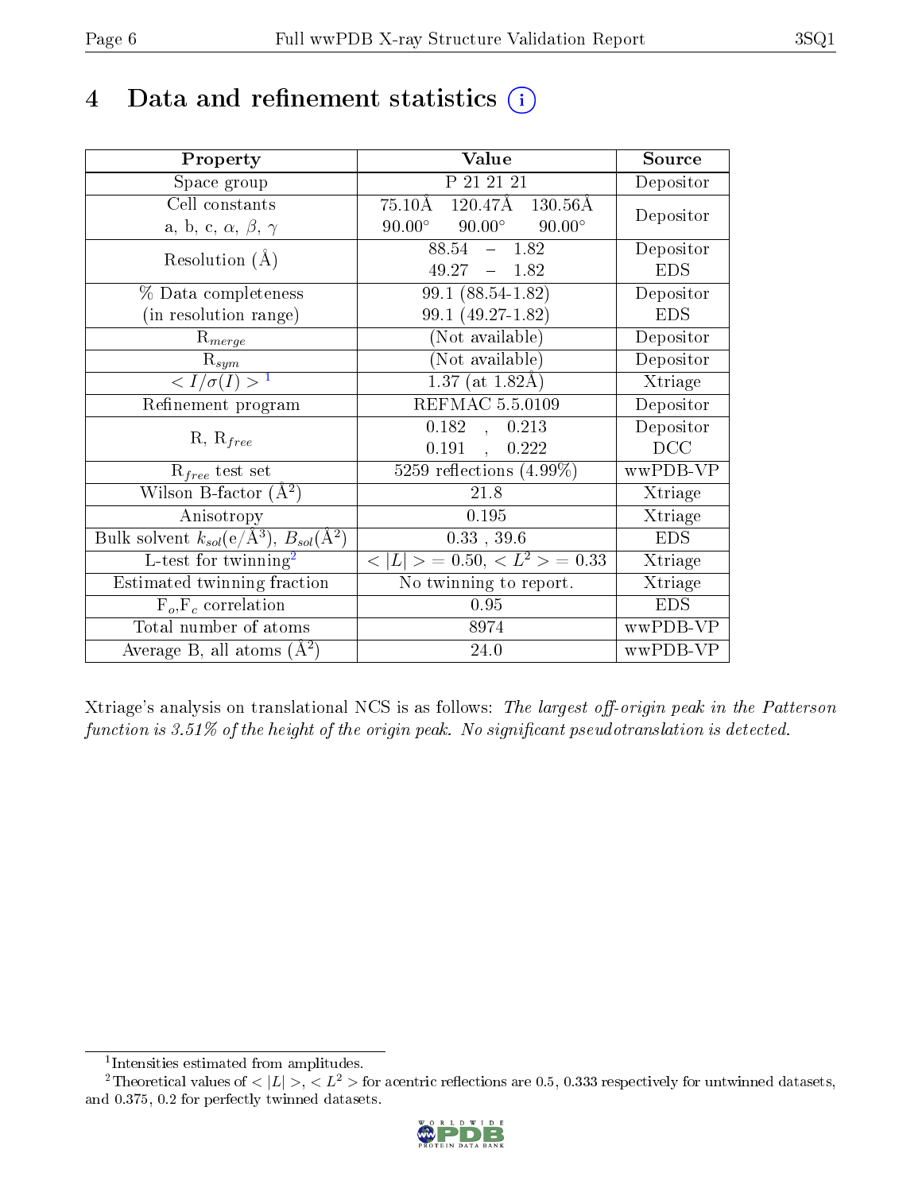# 4 Data and refinement statistics (i)

| Property | Value | Source |
|---|---|---|
| Space group | P 21 21 21 | Depositor |
| Cell constants<br>a, b, c, $\alpha$, $\beta$, $\gamma$ | 75.10Å 120.47Å 130.56Å<br>90.00° 90.00° 90.00° | Depositor |
| Resolution (Å) | 88.54 – 1.82<br>49.27 – 1.82 | Depositor<br>EDS |
| % Data completeness<br>(in resolution range) | 99.1 (88.54-1.82)<br>99.1 (49.27-1.82) | Depositor<br>EDS |
| $R_{merge}$ | (Not available) | Depositor |
| $R_{sym}$ | (Not available) | Depositor |
| $< I/\sigma(I) >$ [1] | 1.37 (at 1.82Å) | Xtriage |
| Refinement program | REFMAC 5.5.0109 | Depositor |
| R, $R_{free}$ | 0.182 , 0.213<br>0.191 , 0.222 | Depositor<br>DCC |
| $R_{free}$ test set | 5259 reflections (4.99%) | wwPDB-VP |
| Wilson B-factor (Å$^2$) | 21.8 | Xtriage |
| Anisotropy | 0.195 | Xtriage |
| Bulk solvent $k_{sol}$(e/Å$^3$), $B_{sol}$(Å$^2$) | 0.33 , 39.6 | EDS |
| L-test for twinning[2] | $< \|L\| >$ = 0.50, $< L^2 >$ = 0.33 | Xtriage |
| Estimated twinning fraction | No twinning to report. | Xtriage |
| $F_o$,$F_c$ correlation | 0.95 | EDS |
| Total number of atoms | 8974 | wwPDB-VP |
| Average B, all atoms (Å$^2$) | 24.0 | wwPDB-VP |

Xtriage's analysis on translational NCS is as follows: *The largest off-origin peak in the Patterson function is 3.51% of the height of the origin peak. No significant pseudotranslation is detected.*

[1] Intensities estimated from amplitudes.

[2] Theoretical values of $< |L| >$, $< L^2 >$ for acentric reflections are 0.5, 0.333 respectively for untwinned datasets, and 0.375, 0.2 for perfectly twinned datasets.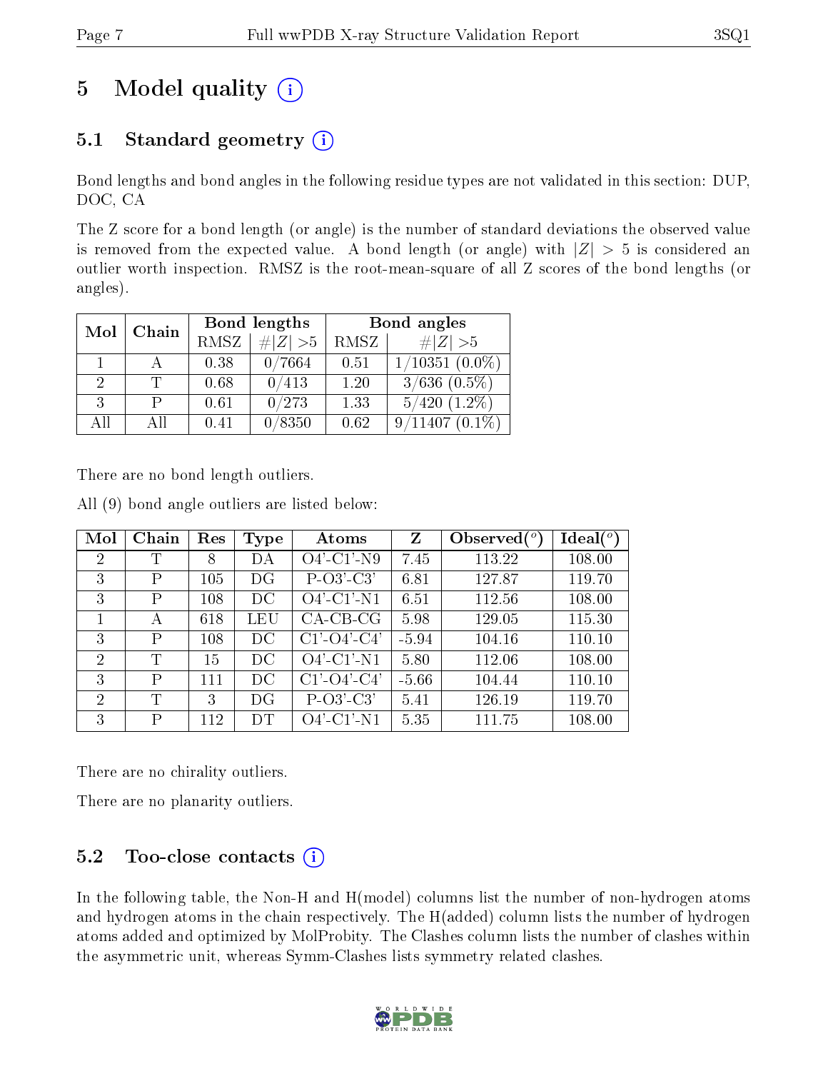# 5 Model quality

## 5.1 Standard geometry

Bond lengths and bond angles in the following residue types are not validated in this section: DUP, DOC, CA

The Z score for a bond length (or angle) is the number of standard deviations the observed value is removed from the expected value. A bond length (or angle) with $|Z| > 5$ is considered an outlier worth inspection. RMSZ is the root-mean-square of all Z scores of the bond lengths (or angles).

| Mol | Chain | Bond lengths | | Bond angles | |
|---|---|---|---|---|---|
| | | RMSZ | $\#\|Z\| >5$ | RMSZ | $\#\|Z\| >5$ |
| 1 | A | 0.38 | 0/7664 | 0.51 | 1/10351 (0.0%) |
| 2 | T | 0.68 | 0/413 | 1.20 | 3/636 (0.5%) |
| 3 | P | 0.61 | 0/273 | 1.33 | 5/420 (1.2%) |
| All | All | 0.41 | 0/8350 | 0.62 | 9/11407 (0.1%) |

There are no bond length outliers.

All (9) bond angle outliers are listed below:

| Mol | Chain | Res | Type | Atoms | Z | Observed(°) | Ideal(°) |
|---|---|---|---|---|---|---|---|
| 2 | T | 8 | DA | O4'-C1'-N9 | 7.45 | 113.22 | 108.00 |
| 3 | P | 105 | DG | P-O3'-C3' | 6.81 | 127.87 | 119.70 |
| 3 | P | 108 | DC | O4'-C1'-N1 | 6.51 | 112.56 | 108.00 |
| 1 | A | 618 | LEU | CA-CB-CG | 5.98 | 129.05 | 115.30 |
| 3 | P | 108 | DC | C1'-O4'-C4' | -5.94 | 104.16 | 110.10 |
| 2 | T | 15 | DC | O4'-C1'-N1 | 5.80 | 112.06 | 108.00 |
| 3 | P | 111 | DC | C1'-O4'-C4' | -5.66 | 104.44 | 110.10 |
| 2 | T | 3 | DG | P-O3'-C3' | 5.41 | 126.19 | 119.70 |
| 3 | P | 112 | DT | O4'-C1'-N1 | 5.35 | 111.75 | 108.00 |

There are no chirality outliers.

There are no planarity outliers.

## 5.2 Too-close contacts

In the following table, the Non-H and H(model) columns list the number of non-hydrogen atoms and hydrogen atoms in the chain respectively. The H(added) column lists the number of hydrogen atoms added and optimized by MolProbity. The Clashes column lists the number of clashes within the asymmetric unit, whereas Symm-Clashes lists symmetry related clashes.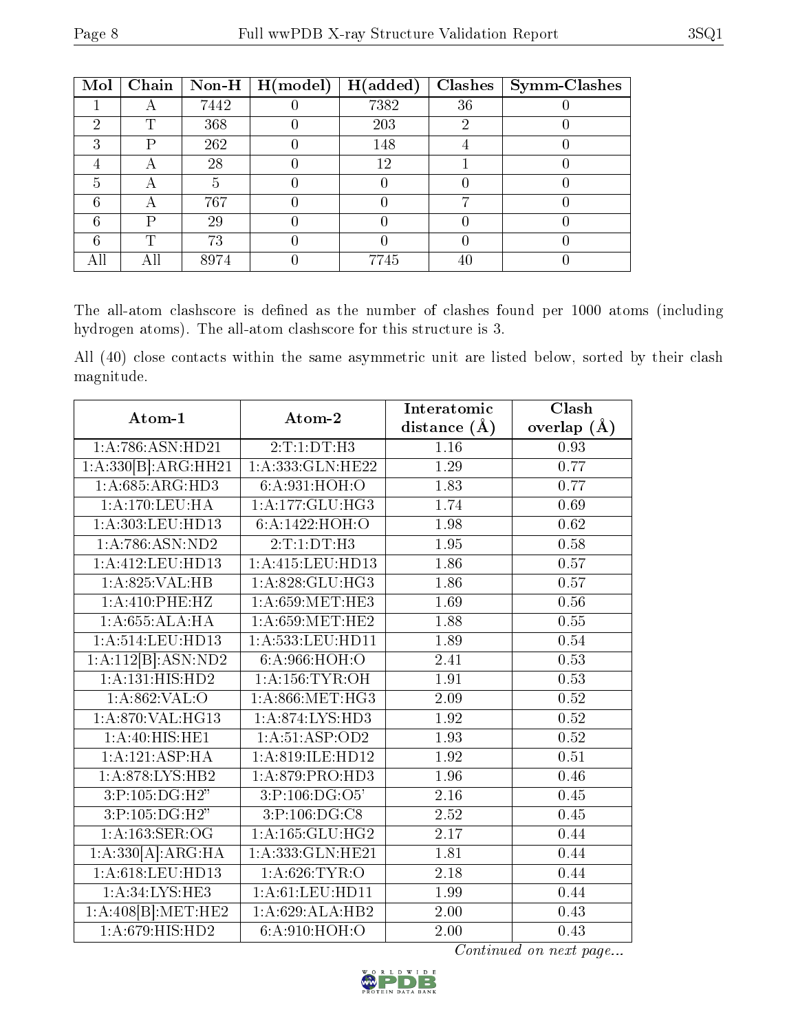| Mol | Chain | Non-H | H(model) | H(added) | Clashes | Symm-Clashes |
|---|---|---|---|---|---|---|
| 1 | A | 7442 | 0 | 7382 | 36 | 0 |
| 2 | T | 368 | 0 | 203 | 2 | 0 |
| 3 | P | 262 | 0 | 148 | 4 | 0 |
| 4 | A | 28 | 0 | 12 | 1 | 0 |
| 5 | A | 5 | 0 | 0 | 0 | 0 |
| 6 | A | 767 | 0 | 0 | 7 | 0 |
| 6 | P | 29 | 0 | 0 | 0 | 0 |
| 6 | T | 73 | 0 | 0 | 0 | 0 |
| All | All | 8974 | 0 | 7745 | 40 | 0 |

The all-atom clashscore is defined as the number of clashes found per 1000 atoms (including hydrogen atoms). The all-atom clashscore for this structure is 3.

All (40) close contacts within the same asymmetric unit are listed below, sorted by their clash magnitude.

| Atom-1 | Atom-2 | Interatomic distance (Å) | Clash overlap (Å) |
|---|---|---|---|
| 1:A:786:ASN:HD21 | 2:T:1:DT:H3 | 1.16 | 0.93 |
| 1:A:330[B]:ARG:HH21 | 1:A:333:GLN:HE22 | 1.29 | 0.77 |
| 1:A:685:ARG:HD3 | 6:A:931:HOH:O | 1.83 | 0.77 |
| 1:A:170:LEU:HA | 1:A:177:GLU:HG3 | 1.74 | 0.69 |
| 1:A:303:LEU:HD13 | 6:A:1422:HOH:O | 1.98 | 0.62 |
| 1:A:786:ASN:ND2 | 2:T:1:DT:H3 | 1.95 | 0.58 |
| 1:A:412:LEU:HD13 | 1:A:415:LEU:HD13 | 1.86 | 0.57 |
| 1:A:825:VAL:HB | 1:A:828:GLU:HG3 | 1.86 | 0.57 |
| 1:A:410:PHE:HZ | 1:A:659:MET:HE3 | 1.69 | 0.56 |
| 1:A:655:ALA:HA | 1:A:659:MET:HE2 | 1.88 | 0.55 |
| 1:A:514:LEU:HD13 | 1:A:533:LEU:HD11 | 1.89 | 0.54 |
| 1:A:112[B]:ASN:ND2 | 6:A:966:HOH:O | 2.41 | 0.53 |
| 1:A:131:HIS:HD2 | 1:A:156:TYR:OH | 1.91 | 0.53 |
| 1:A:862:VAL:O | 1:A:866:MET:HG3 | 2.09 | 0.52 |
| 1:A:870:VAL:HG13 | 1:A:874:LYS:HD3 | 1.92 | 0.52 |
| 1:A:40:HIS:HE1 | 1:A:51:ASP:OD2 | 1.93 | 0.52 |
| 1:A:121:ASP:HA | 1:A:819:ILE:HD12 | 1.92 | 0.51 |
| 1:A:878:LYS:HB2 | 1:A:879:PRO:HD3 | 1.96 | 0.46 |
| 3:P:105:DG:H2" | 3:P:106:DG:O5' | 2.16 | 0.45 |
| 3:P:105:DG:H2" | 3:P:106:DG:C8 | 2.52 | 0.45 |
| 1:A:163:SER:OG | 1:A:165:GLU:HG2 | 2.17 | 0.44 |
| 1:A:330[A]:ARG:HA | 1:A:333:GLN:HE21 | 1.81 | 0.44 |
| 1:A:618:LEU:HD13 | 1:A:626:TYR:O | 2.18 | 0.44 |
| 1:A:34:LYS:HE3 | 1:A:61:LEU:HD11 | 1.99 | 0.44 |
| 1:A:408[B]:MET:HE2 | 1:A:629:ALA:HB2 | 2.00 | 0.43 |
| 1:A:679:HIS:HD2 | 6:A:910:HOH:O | 2.00 | 0.43 |

*Continued on next page...*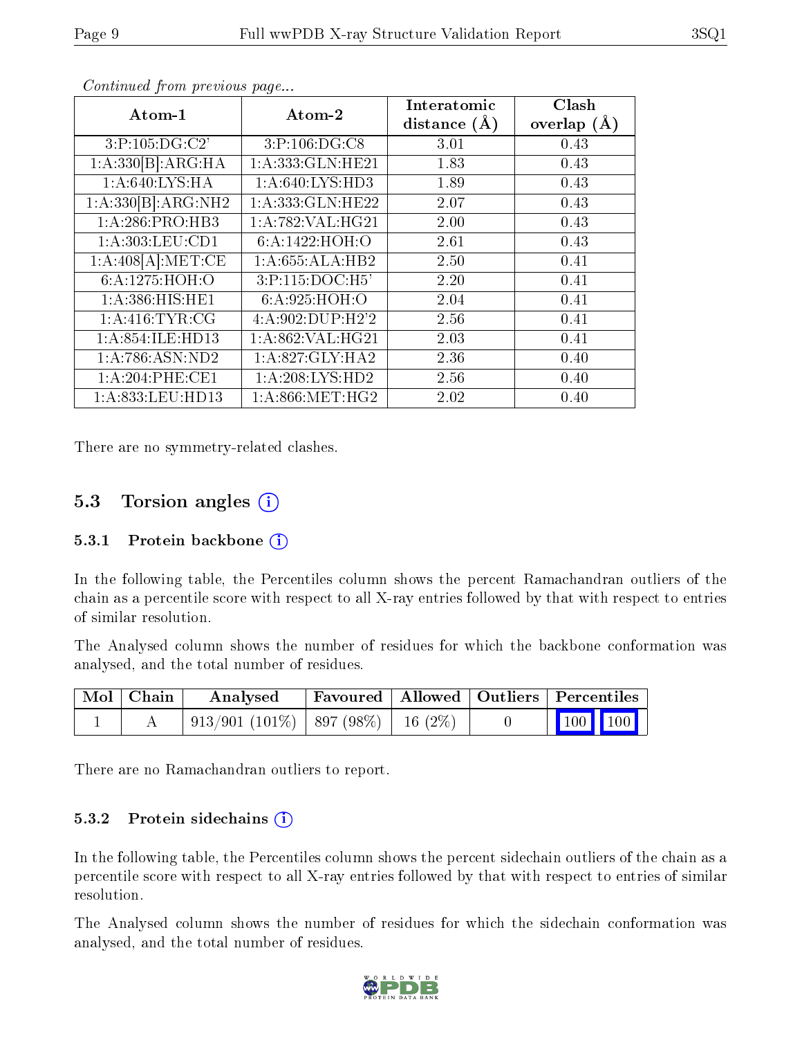*Continued from previous page...*

| Atom-1 | Atom-2 | Interatomic distance (Å) | Clash overlap (Å) |
|---|---|---|---|
| 3:P:105:DG:C2' | 3:P:106:DG:C8 | 3.01 | 0.43 |
| 1:A:330[B]:ARG:HA | 1:A:333:GLN:HE21 | 1.83 | 0.43 |
| 1:A:640:LYS:HA | 1:A:640:LYS:HD3 | 1.89 | 0.43 |
| 1:A:330[B]:ARG:NH2 | 1:A:333:GLN:HE22 | 2.07 | 0.43 |
| 1:A:286:PRO:HB3 | 1:A:782:VAL:HG21 | 2.00 | 0.43 |
| 1:A:303:LEU:CD1 | 6:A:1422:HOH:O | 2.61 | 0.43 |
| 1:A:408[A]:MET:CE | 1:A:655:ALA:HB2 | 2.50 | 0.41 |
| 6:A:1275:HOH:O | 3:P:115:DOC:H5' | 2.20 | 0.41 |
| 1:A:386:HIS:HE1 | 6:A:925:HOH:O | 2.04 | 0.41 |
| 1:A:416:TYR:CG | 4:A:902:DUP:H2'2 | 2.56 | 0.41 |
| 1:A:854:ILE:HD13 | 1:A:862:VAL:HG21 | 2.03 | 0.41 |
| 1:A:786:ASN:ND2 | 1:A:827:GLY:HA2 | 2.36 | 0.40 |
| 1:A:204:PHE:CE1 | 1:A:208:LYS:HD2 | 2.56 | 0.40 |
| 1:A:833:LEU:HD13 | 1:A:866:MET:HG2 | 2.02 | 0.40 |

There are no symmetry-related clashes.

## 5.3 Torsion angles (i)

### 5.3.1 Protein backbone (i)

In the following table, the Percentiles column shows the percent Ramachandran outliers of the chain as a percentile score with respect to all X-ray entries followed by that with respect to entries of similar resolution.

The Analysed column shows the number of residues for which the backbone conformation was analysed, and the total number of residues.

| Mol | Chain | Analysed | Favoured | Allowed | Outliers | Percentiles | |
|---|---|---|---|---|---|---|---|
| 1 | A | 913/901 (101%) | 897 (98%) | 16 (2%) | 0 | 100 | 100 |

There are no Ramachandran outliers to report.

### 5.3.2 Protein sidechains (i)

In the following table, the Percentiles column shows the percent sidechain outliers of the chain as a percentile score with respect to all X-ray entries followed by that with respect to entries of similar resolution.

The Analysed column shows the number of residues for which the sidechain conformation was analysed, and the total number of residues.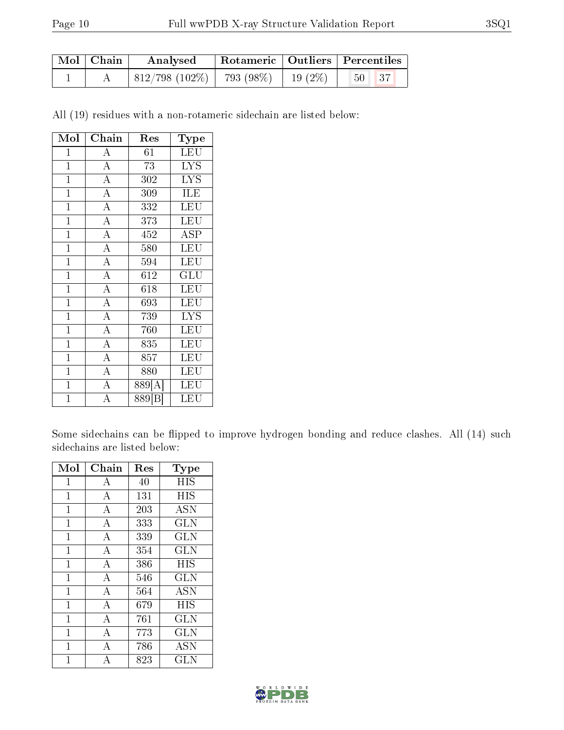| Mol | Chain | Analysed | Rotameric | Outliers | Percentiles | |
|---|---|---|---|---|---|---|
| 1 | A | 812/798 (102%) | 793 (98%) | 19 (2%) | 50 | 37 |

All (19) residues with a non-rotameric sidechain are listed below:

| Mol | Chain | Res | Type |
|---|---|---|---|
| 1 | A | 61 | LEU |
| 1 | A | 73 | LYS |
| 1 | A | 302 | LYS |
| 1 | A | 309 | ILE |
| 1 | A | 332 | LEU |
| 1 | A | 373 | LEU |
| 1 | A | 452 | ASP |
| 1 | A | 580 | LEU |
| 1 | A | 594 | LEU |
| 1 | A | 612 | GLU |
| 1 | A | 618 | LEU |
| 1 | A | 693 | LEU |
| 1 | A | 739 | LYS |
| 1 | A | 760 | LEU |
| 1 | A | 835 | LEU |
| 1 | A | 857 | LEU |
| 1 | A | 880 | LEU |
| 1 | A | 889[A] | LEU |
| 1 | A | 889[B] | LEU |

Some sidechains can be flipped to improve hydrogen bonding and reduce clashes. All (14) such sidechains are listed below:

| Mol | Chain | Res | Type |
|---|---|---|---|
| 1 | A | 40 | HIS |
| 1 | A | 131 | HIS |
| 1 | A | 203 | ASN |
| 1 | A | 333 | GLN |
| 1 | A | 339 | GLN |
| 1 | A | 354 | GLN |
| 1 | A | 386 | HIS |
| 1 | A | 546 | GLN |
| 1 | A | 564 | ASN |
| 1 | A | 679 | HIS |
| 1 | A | 761 | GLN |
| 1 | A | 773 | GLN |
| 1 | A | 786 | ASN |
| 1 | A | 823 | GLN |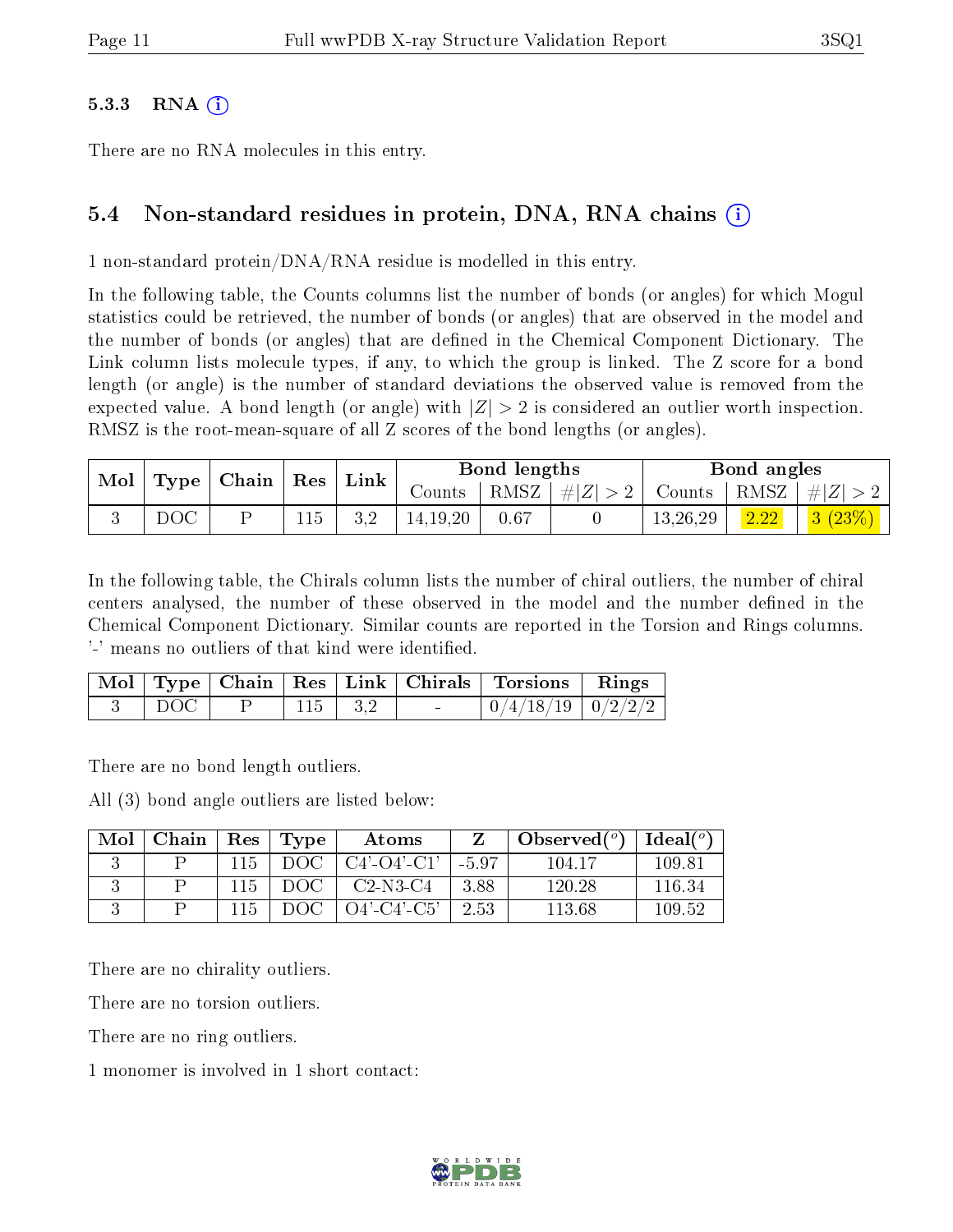### 5.3.3 RNA

There are no RNA molecules in this entry.

## 5.4 Non-standard residues in protein, DNA, RNA chains

1 non-standard protein/DNA/RNA residue is modelled in this entry.

In the following table, the Counts columns list the number of bonds (or angles) for which Mogul statistics could be retrieved, the number of bonds (or angles) that are observed in the model and the number of bonds (or angles) that are defined in the Chemical Component Dictionary. The Link column lists molecule types, if any, to which the group is linked. The Z score for a bond length (or angle) is the number of standard deviations the observed value is removed from the expected value. A bond length (or angle) with $|Z| > 2$ is considered an outlier worth inspection. RMSZ is the root-mean-square of all Z scores of the bond lengths (or angles).

| Mol | Type | Chain | Res | Link | Bond lengths | | | Bond angles | | |
|---|---|---|---|---|---|---|---|---|---|---|
| | | | | | Counts | RMSZ | $\#\|Z\|>2$ | Counts | RMSZ | $\#\|Z\|>2$ |
| 3 | DOC | P | 115 | 3,2 | 14,19,20 | 0.67 | 0 | 13,26,29 | 2.22 | 3 (23%) |

In the following table, the Chirals column lists the number of chiral outliers, the number of chiral centers analysed, the number of these observed in the model and the number defined in the Chemical Component Dictionary. Similar counts are reported in the Torsion and Rings columns. '-' means no outliers of that kind were identified.

| Mol | Type | Chain | Res | Link | Chirals | Torsions | Rings |
|---|---|---|---|---|---|---|---|
| 3 | DOC | P | 115 | 3,2 | - | 0/4/18/19 | 0/2/2/2 |

There are no bond length outliers.

All (3) bond angle outliers are listed below:

| Mol | Chain | Res | Type | Atoms | Z | Observed($^o$) | Ideal($^o$) |
|---|---|---|---|---|---|---|---|
| 3 | P | 115 | DOC | C4'-O4'-C1' | -5.97 | 104.17 | 109.81 |
| 3 | P | 115 | DOC | C2-N3-C4 | 3.88 | 120.28 | 116.34 |
| 3 | P | 115 | DOC | O4'-C4'-C5' | 2.53 | 113.68 | 109.52 |

There are no chirality outliers.

There are no torsion outliers.

There are no ring outliers.

1 monomer is involved in 1 short contact: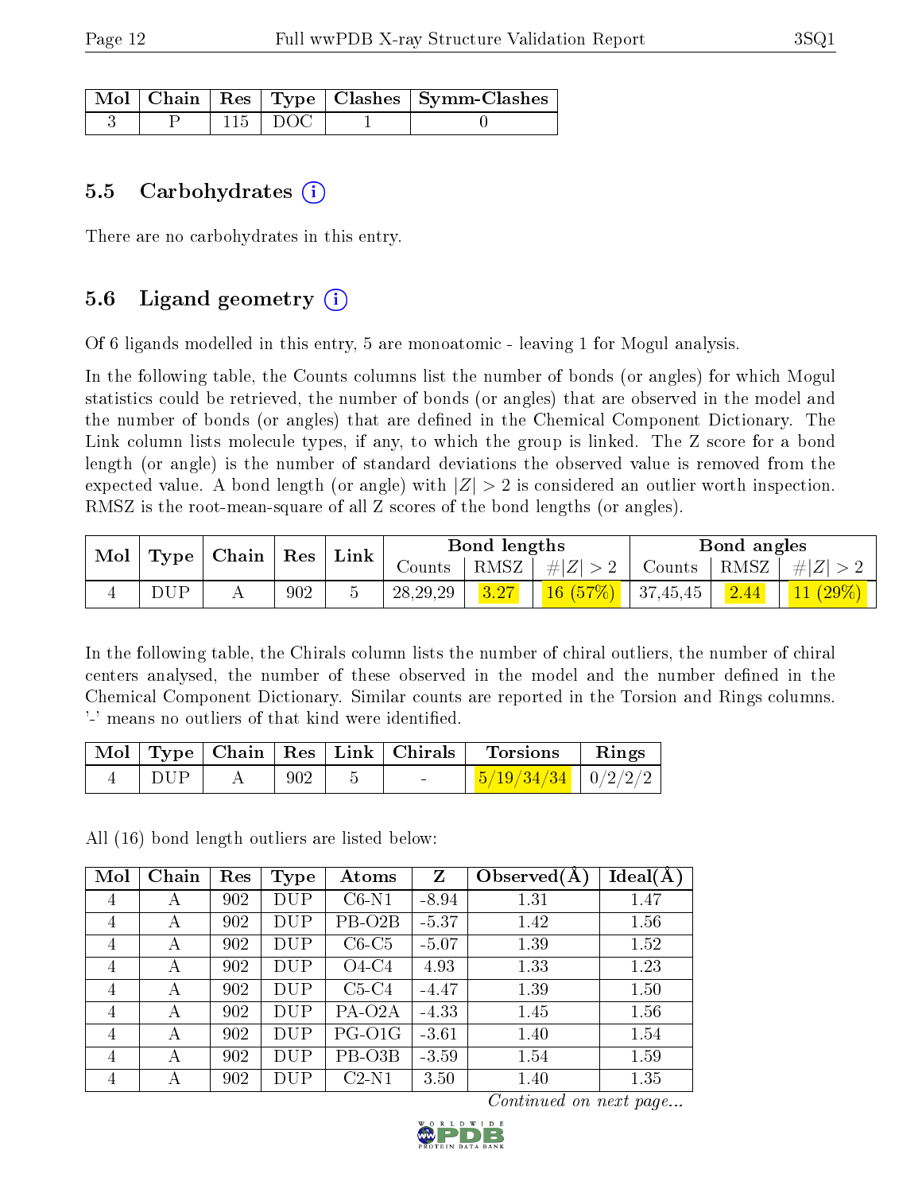| Mol | Chain | Res | Type | Clashes | Symm-Clashes |
|---|---|---|---|---|---|
| 3 | P | 115 | DOC | 1 | 0 |

## 5.5 Carbohydrates

There are no carbohydrates in this entry.

## 5.6 Ligand geometry

Of 6 ligands modelled in this entry, 5 are monoatomic - leaving 1 for Mogul analysis.

In the following table, the Counts columns list the number of bonds (or angles) for which Mogul statistics could be retrieved, the number of bonds (or angles) that are observed in the model and the number of bonds (or angles) that are defined in the Chemical Component Dictionary. The Link column lists molecule types, if any, to which the group is linked. The Z score for a bond length (or angle) is the number of standard deviations the observed value is removed from the expected value. A bond length (or angle) with $|Z| > 2$ is considered an outlier worth inspection. RMSZ is the root-mean-square of all Z scores of the bond lengths (or angles).

| Mol | Type | Chain | Res | Link | Bond lengths | | | Bond angles | | |
|---|---|---|---|---|---|---|---|---|---|---|
| | | | | | Counts | RMSZ | $\#\|Z\| > 2$ | Counts | RMSZ | $\#\|Z\| > 2$ |
| 4 | DUP | A | 902 | 5 | 28,29,29 | 3.27 | 16 (57%) | 37,45,45 | 2.44 | 11 (29%) |

In the following table, the Chirals column lists the number of chiral outliers, the number of chiral centers analysed, the number of these observed in the model and the number defined in the Chemical Component Dictionary. Similar counts are reported in the Torsion and Rings columns. '-' means no outliers of that kind were identified.

| Mol | Type | Chain | Res | Link | Chirals | Torsions | Rings |
|---|---|---|---|---|---|---|---|
| 4 | DUP | A | 902 | 5 | - | 5/19/34/34 | 0/2/2/2 |

All (16) bond length outliers are listed below:

| Mol | Chain | Res | Type | Atoms | Z | Observed(Å) | Ideal(Å) |
|---|---|---|---|---|---|---|---|
| 4 | A | 902 | DUP | C6-N1 | -8.94 | 1.31 | 1.47 |
| 4 | A | 902 | DUP | PB-O2B | -5.37 | 1.42 | 1.56 |
| 4 | A | 902 | DUP | C6-C5 | -5.07 | 1.39 | 1.52 |
| 4 | A | 902 | DUP | O4-C4 | 4.93 | 1.33 | 1.23 |
| 4 | A | 902 | DUP | C5-C4 | -4.47 | 1.39 | 1.50 |
| 4 | A | 902 | DUP | PA-O2A | -4.33 | 1.45 | 1.56 |
| 4 | A | 902 | DUP | PG-O1G | -3.61 | 1.40 | 1.54 |
| 4 | A | 902 | DUP | PB-O3B | -3.59 | 1.54 | 1.59 |
| 4 | A | 902 | DUP | C2-N1 | 3.50 | 1.40 | 1.35 |

*Continued on next page...*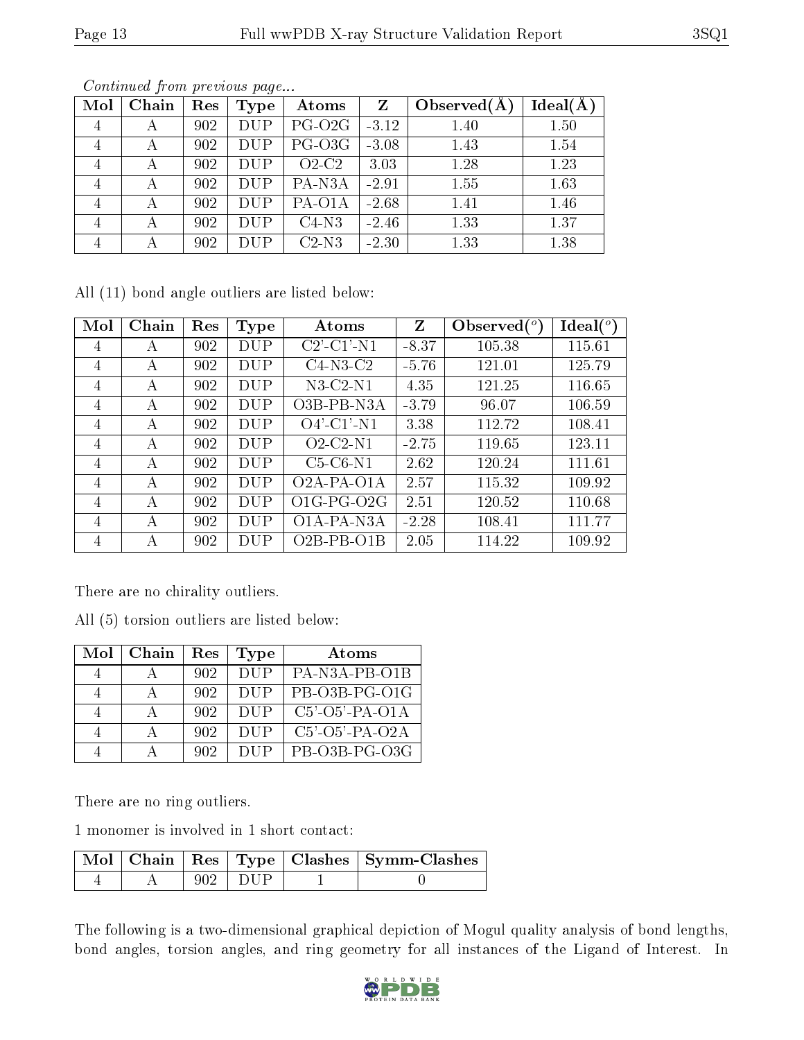*Continued from previous page...*

| Mol | Chain | Res | Type | Atoms | Z | Observed(Å) | Ideal(Å) |
|---|---|---|---|---|---|---|---|
| 4 | A | 902 | DUP | PG-O2G | -3.12 | 1.40 | 1.50 |
| 4 | A | 902 | DUP | PG-O3G | -3.08 | 1.43 | 1.54 |
| 4 | A | 902 | DUP | O2-C2 | 3.03 | 1.28 | 1.23 |
| 4 | A | 902 | DUP | PA-N3A | -2.91 | 1.55 | 1.63 |
| 4 | A | 902 | DUP | PA-O1A | -2.68 | 1.41 | 1.46 |
| 4 | A | 902 | DUP | C4-N3 | -2.46 | 1.33 | 1.37 |
| 4 | A | 902 | DUP | C2-N3 | -2.30 | 1.33 | 1.38 |

All (11) bond angle outliers are listed below:

| Mol | Chain | Res | Type | Atoms | Z | Observed(°) | Ideal(°) |
|---|---|---|---|---|---|---|---|
| 4 | A | 902 | DUP | C2'-C1'-N1 | -8.37 | 105.38 | 115.61 |
| 4 | A | 902 | DUP | C4-N3-C2 | -5.76 | 121.01 | 125.79 |
| 4 | A | 902 | DUP | N3-C2-N1 | 4.35 | 121.25 | 116.65 |
| 4 | A | 902 | DUP | O3B-PB-N3A | -3.79 | 96.07 | 106.59 |
| 4 | A | 902 | DUP | O4'-C1'-N1 | 3.38 | 112.72 | 108.41 |
| 4 | A | 902 | DUP | O2-C2-N1 | -2.75 | 119.65 | 123.11 |
| 4 | A | 902 | DUP | C5-C6-N1 | 2.62 | 120.24 | 111.61 |
| 4 | A | 902 | DUP | O2A-PA-O1A | 2.57 | 115.32 | 109.92 |
| 4 | A | 902 | DUP | O1G-PG-O2G | 2.51 | 120.52 | 110.68 |
| 4 | A | 902 | DUP | O1A-PA-N3A | -2.28 | 108.41 | 111.77 |
| 4 | A | 902 | DUP | O2B-PB-O1B | 2.05 | 114.22 | 109.92 |

There are no chirality outliers.

All (5) torsion outliers are listed below:

| Mol | Chain | Res | Type | Atoms |
|---|---|---|---|---|
| 4 | A | 902 | DUP | PA-N3A-PB-O1B |
| 4 | A | 902 | DUP | PB-O3B-PG-O1G |
| 4 | A | 902 | DUP | C5'-O5'-PA-O1A |
| 4 | A | 902 | DUP | C5'-O5'-PA-O2A |
| 4 | A | 902 | DUP | PB-O3B-PG-O3G |

There are no ring outliers.

1 monomer is involved in 1 short contact:

| Mol | Chain | Res | Type | Clashes | Symm-Clashes |
|---|---|---|---|---|---|
| 4 | A | 902 | DUP | 1 | 0 |

The following is a two-dimensional graphical depiction of Mogul quality analysis of bond lengths, bond angles, torsion angles, and ring geometry for all instances of the Ligand of Interest. In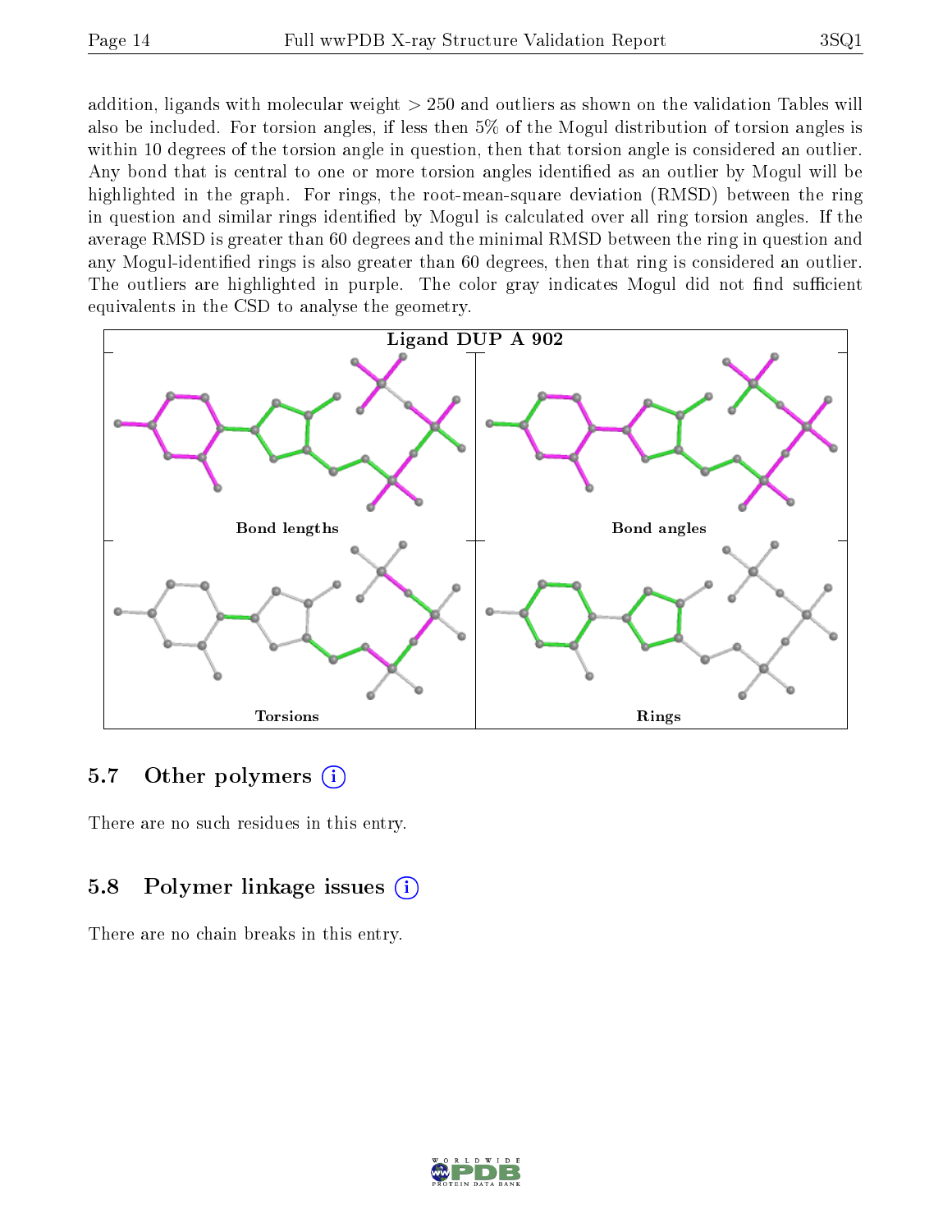addition, ligands with molecular weight > 250 and outliers as shown on the validation Tables will also be included. For torsion angles, if less then 5% of the Mogul distribution of torsion angles is within 10 degrees of the torsion angle in question, then that torsion angle is considered an outlier. Any bond that is central to one or more torsion angles identified as an outlier by Mogul will be highlighted in the graph. For rings, the root-mean-square deviation (RMSD) between the ring in question and similar rings identified by Mogul is calculated over all ring torsion angles. If the average RMSD is greater than 60 degrees and the minimal RMSD between the ring in question and any Mogul-identified rings is also greater than 60 degrees, then that ring is considered an outlier. The outliers are highlighted in purple. The color gray indicates Mogul did not find sufficient equivalents in the CSD to analyse the geometry.

**Ligand DUP A 902**

Bond lengths | Bond angles | Torsions | Rings

## 5.7 Other polymers

There are no such residues in this entry.

## 5.8 Polymer linkage issues

There are no chain breaks in this entry.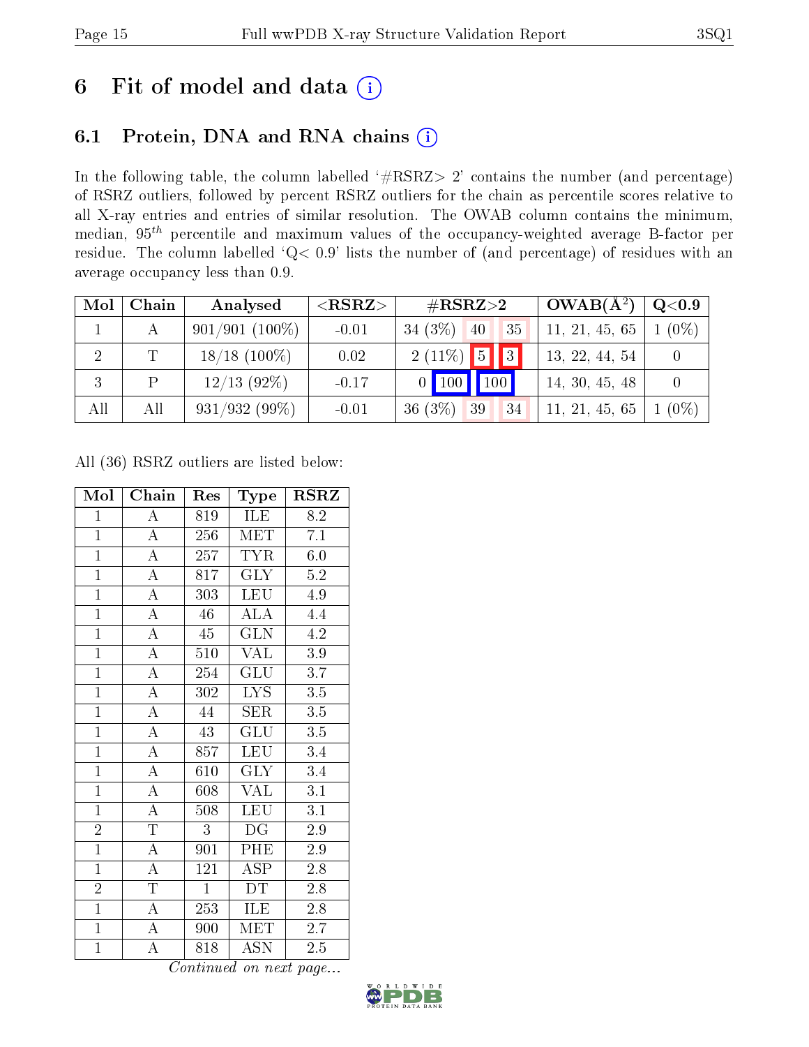# 6 Fit of model and data (i)

## 6.1 Protein, DNA and RNA chains (i)

In the following table, the column labelled '#RSRZ> 2' contains the number (and percentage) of RSRZ outliers, followed by percent RSRZ outliers for the chain as percentile scores relative to all X-ray entries and entries of similar resolution. The OWAB column contains the minimum, median, $95^{th}$ percentile and maximum values of the occupancy-weighted average B-factor per residue. The column labelled 'Q< 0.9' lists the number of (and percentage) of residues with an average occupancy less than 0.9.

| Mol | Chain | Analysed | <RSRZ> | #RSRZ>2 | | | OWAB(Å$^2$) | Q<0.9 |
|---|---|---|---|---|---|---|---|---|
| 1 | A | 901/901 (100%) | -0.01 | 34 (3%) | 40 | 35 | 11, 21, 45, 65 | 1 (0%) |
| 2 | T | 18/18 (100%) | 0.02 | 2 (11%) | 5 | 3 | 13, 22, 44, 54 | 0 |
| 3 | P | 12/13 (92%) | -0.17 | 0 | 100 | 100 | 14, 30, 45, 48 | 0 |
| All | All | 931/932 (99%) | -0.01 | 36 (3%) | 39 | 34 | 11, 21, 45, 65 | 1 (0%) |

All (36) RSRZ outliers are listed below:

| Mol | Chain | Res | Type | RSRZ |
|---|---|---|---|---|
| 1 | A | 819 | ILE | 8.2 |
| 1 | A | 256 | MET | 7.1 |
| 1 | A | 257 | TYR | 6.0 |
| 1 | A | 817 | GLY | 5.2 |
| 1 | A | 303 | LEU | 4.9 |
| 1 | A | 46 | ALA | 4.4 |
| 1 | A | 45 | GLN | 4.2 |
| 1 | A | 510 | VAL | 3.9 |
| 1 | A | 254 | GLU | 3.7 |
| 1 | A | 302 | LYS | 3.5 |
| 1 | A | 44 | SER | 3.5 |
| 1 | A | 43 | GLU | 3.5 |
| 1 | A | 857 | LEU | 3.4 |
| 1 | A | 610 | GLY | 3.4 |
| 1 | A | 608 | VAL | 3.1 |
| 1 | A | 508 | LEU | 3.1 |
| 2 | T | 3 | DG | 2.9 |
| 1 | A | 901 | PHE | 2.9 |
| 1 | A | 121 | ASP | 2.8 |
| 2 | T | 1 | DT | 2.8 |
| 1 | A | 253 | ILE | 2.8 |
| 1 | A | 900 | MET | 2.7 |
| 1 | A | 818 | ASN | 2.5 |

*Continued on next page...*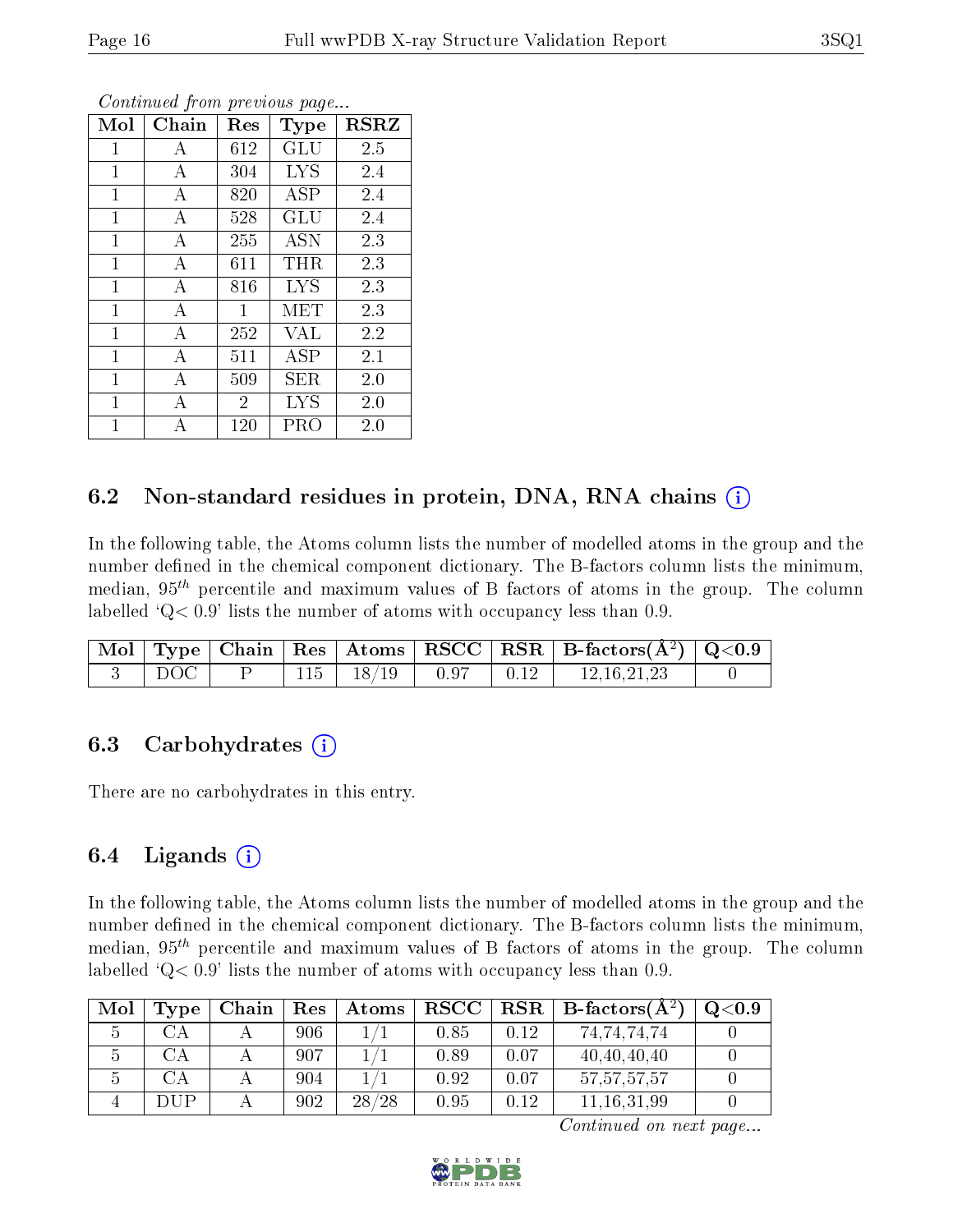*Continued from previous page...*

| Mol | Chain | Res | Type | RSRZ |
|---|---|---|---|---|
| 1 | A | 612 | GLU | 2.5 |
| 1 | A | 304 | LYS | 2.4 |
| 1 | A | 820 | ASP | 2.4 |
| 1 | A | 528 | GLU | 2.4 |
| 1 | A | 255 | ASN | 2.3 |
| 1 | A | 611 | THR | 2.3 |
| 1 | A | 816 | LYS | 2.3 |
| 1 | A | 1 | MET | 2.3 |
| 1 | A | 252 | VAL | 2.2 |
| 1 | A | 511 | ASP | 2.1 |
| 1 | A | 509 | SER | 2.0 |
| 1 | A | 2 | LYS | 2.0 |
| 1 | A | 120 | PRO | 2.0 |

## 6.2 Non-standard residues in protein, DNA, RNA chains

In the following table, the Atoms column lists the number of modelled atoms in the group and the number defined in the chemical component dictionary. The B-factors column lists the minimum, median, $95^{th}$ percentile and maximum values of B factors of atoms in the group. The column labelled 'Q< 0.9' lists the number of atoms with occupancy less than 0.9.

| Mol | Type | Chain | Res | Atoms | RSCC | RSR | B-factors($Å^2$) | Q<0.9 |
|---|---|---|---|---|---|---|---|---|
| 3 | DOC | P | 115 | 18/19 | 0.97 | 0.12 | 12,16,21,23 | 0 |

## 6.3 Carbohydrates

There are no carbohydrates in this entry.

## 6.4 Ligands

In the following table, the Atoms column lists the number of modelled atoms in the group and the number defined in the chemical component dictionary. The B-factors column lists the minimum, median, $95^{th}$ percentile and maximum values of B factors of atoms in the group. The column labelled 'Q< 0.9' lists the number of atoms with occupancy less than 0.9.

| Mol | Type | Chain | Res | Atoms | RSCC | RSR | B-factors($Å^2$) | Q<0.9 |
|---|---|---|---|---|---|---|---|---|
| 5 | CA | A | 906 | 1/1 | 0.85 | 0.12 | 74,74,74,74 | 0 |
| 5 | CA | A | 907 | 1/1 | 0.89 | 0.07 | 40,40,40,40 | 0 |
| 5 | CA | A | 904 | 1/1 | 0.92 | 0.07 | 57,57,57,57 | 0 |
| 4 | DUP | A | 902 | 28/28 | 0.95 | 0.12 | 11,16,31,99 | 0 |

*Continued on next page...*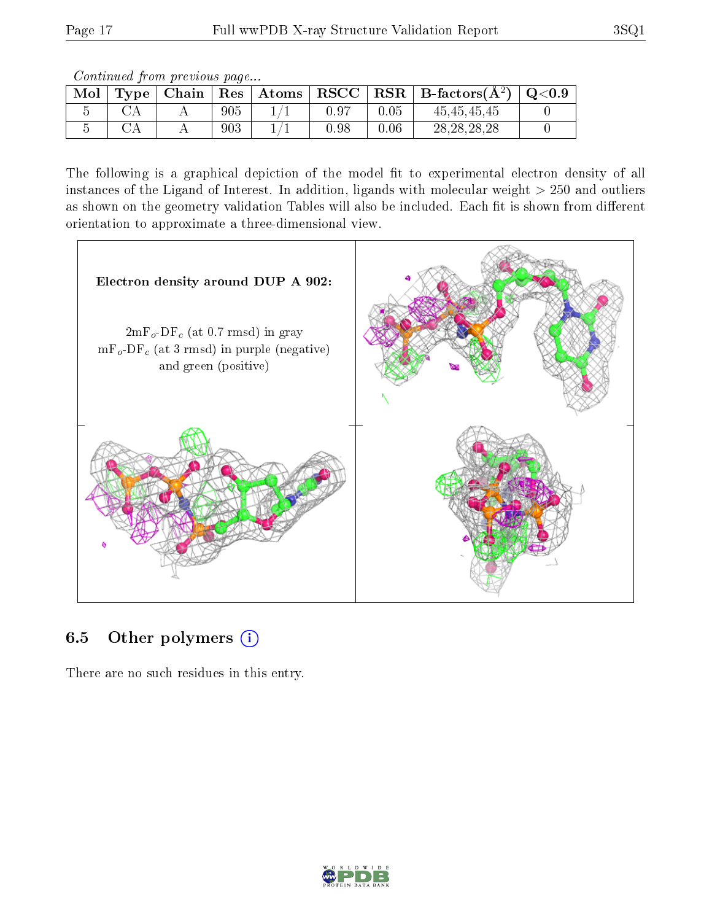*Continued from previous page...*

| Mol | Type | Chain | Res | Atoms | RSCC | RSR | B-factors($Å^2$) | Q<0.9 |
|---|---|---|---|---|---|---|---|---|
| 5 | CA | A | 905 | 1/1 | 0.97 | 0.05 | 45,45,45,45 | 0 |
| 5 | CA | A | 903 | 1/1 | 0.98 | 0.06 | 28,28,28,28 | 0 |

The following is a graphical depiction of the model fit to experimental electron density of all instances of the Ligand of Interest. In addition, ligands with molecular weight > 250 and outliers as shown on the geometry validation Tables will also be included. Each fit is shown from different orientation to approximate a three-dimensional view.

**Electron density around DUP A 902:**

$2mF_o$-$DF_c$ (at 0.7 rmsd) in gray
$mF_o$-$DF_c$ (at 3 rmsd) in purple (negative) and green (positive)

## 6.5 Other polymers

There are no such residues in this entry.